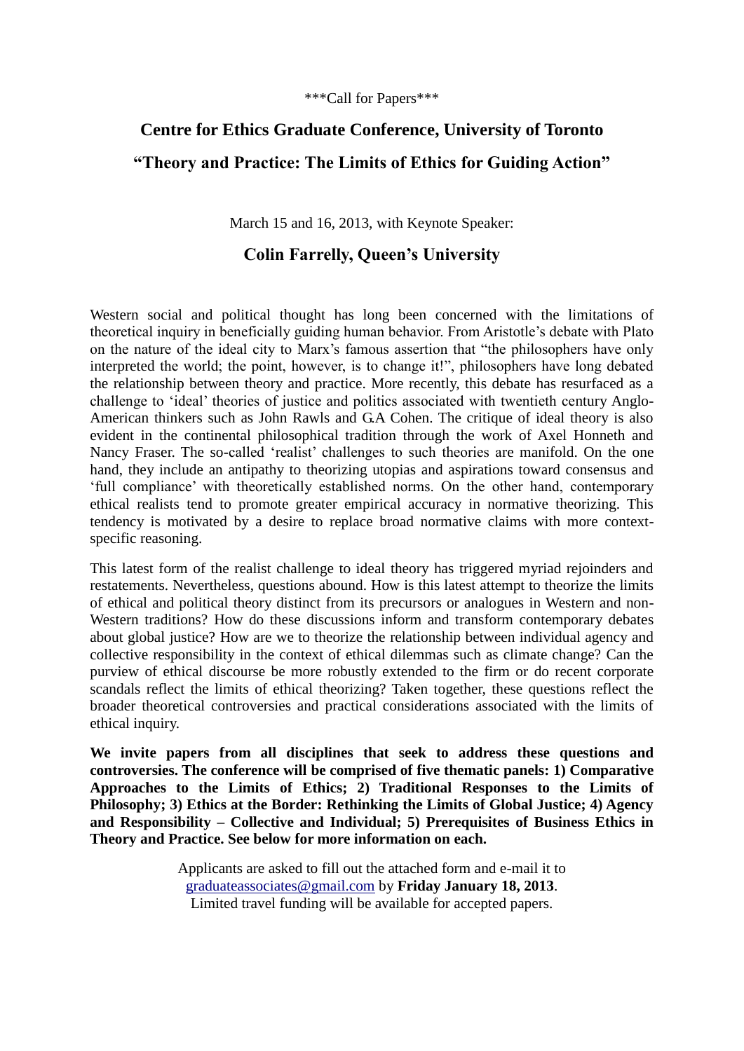\*\*\*Call for Papers\*\*\*

# Centre for Ethics Graduate Conference, University of Toronto

# "Theory and Practice: The Limits of Ethics for Guiding Action"

March 15 and 16, 2013, with Keynote Speaker:

## Colin Farrelly, Queen's University

Western social and political thought has long been concerned with the limitations of theoretical inquiry in beneficially guiding human behavior. From Aristotle's debate with Plato on the nature of the ideal city to Marx's famous assertion that "the philosophers have only interpreted the world; the point, however, is to change it!", philosophers have long debated the relationship between theory and practice. More recently, this debate has resurfaced as a challenge to 'ideal' theories of justice and politics associated with twentieth century Anglo-American thinkers such as John Rawls and G.A Cohen. The critique of ideal theory is also evident in the continental philosophical tradition through the work of Axel Honneth and Nancy Fraser. The so-called 'realist' challenges to such theories are manifold. On the one hand, they include an antipathy to theorizing utopias and aspirations toward consensus and 'full compliance' with theoretically established norms. On the other hand, contemporary ethical realists tend to promote greater empirical accuracy in normative theorizing. This tendency is motivated by a desire to replace broad normative claims with more context-specific reasoning.

This latest form of the realist challenge to ideal theory has triggered myriad rejoinders and restatements. Nevertheless, questions abound. How is this latest attempt to theorize the limits of ethical and political theory distinct from its precursors or analogues in Western and non-Western traditions? How do these discussions inform and transform contemporary debates about global justice? How are we to theorize the relationship between individual agency and collective responsibility in the context of ethical dilemmas such as climate change? Can the purview of ethical discourse be more robustly extended to the firm or do recent corporate scandals reflect the limits of ethical theorizing? Taken together, these questions reflect the broader theoretical controversies and practical considerations associated with the limits of ethical inquiry.

**We invite papers from all disciplines that seek to address these questions and controversies. The conference will be comprised of five thematic panels: 1) Comparative Approaches to the Limits of Ethics; 2) Traditional Responses to the Limits of Philosophy; 3) Ethics at the Border: Rethinking the Limits of Global Justice; 4) Agency and Responsibility – Collective and Individual; 5) Prerequisites of Business Ethics in Theory and Practice. See below for more information on each.**

Applicants are asked to fill out the attached form and e-mail it to graduateassociates@gmail.com by **Friday January 18, 2013**.
Limited travel funding will be available for accepted papers.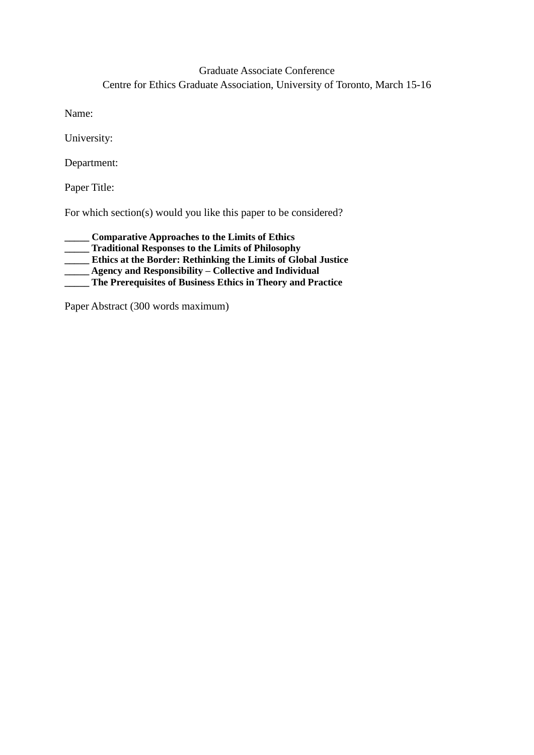Graduate Associate Conference

Centre for Ethics Graduate Association, University of Toronto, March 15-16

Name:

University:

Department:

Paper Title:

For which section(s) would you like this paper to be considered?

**_____ Comparative Approaches to the Limits of Ethics**
**_____ Traditional Responses to the Limits of Philosophy**
**_____ Ethics at the Border: Rethinking the Limits of Global Justice**
**_____ Agency and Responsibility – Collective and Individual**
**_____ The Prerequisites of Business Ethics in Theory and Practice**

Paper Abstract (300 words maximum)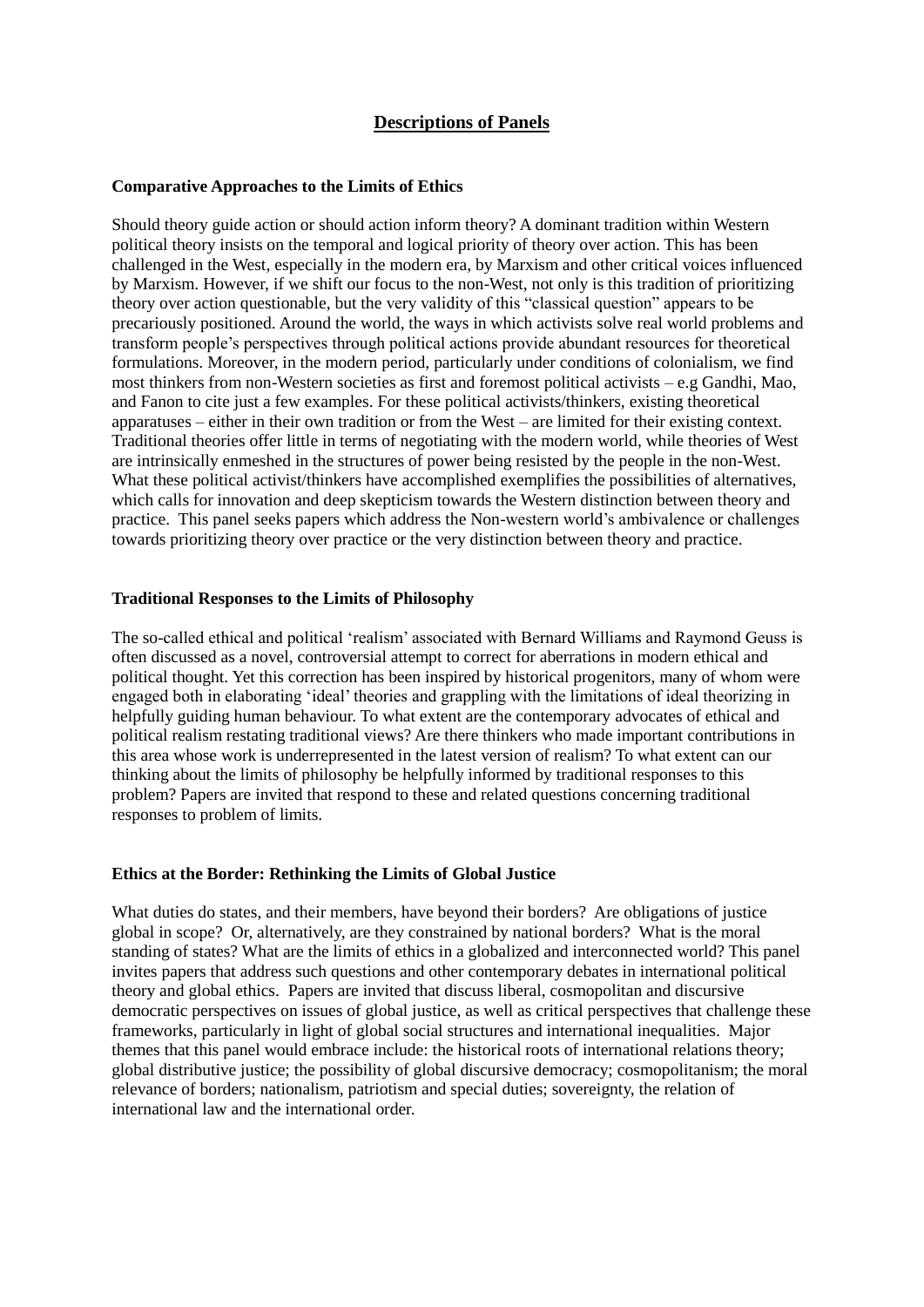# Descriptions of Panels

### Comparative Approaches to the Limits of Ethics

Should theory guide action or should action inform theory? A dominant tradition within Western political theory insists on the temporal and logical priority of theory over action. This has been challenged in the West, especially in the modern era, by Marxism and other critical voices influenced by Marxism. However, if we shift our focus to the non-West, not only is this tradition of prioritizing theory over action questionable, but the very validity of this "classical question" appears to be precariously positioned. Around the world, the ways in which activists solve real world problems and transform people's perspectives through political actions provide abundant resources for theoretical formulations. Moreover, in the modern period, particularly under conditions of colonialism, we find most thinkers from non-Western societies as first and foremost political activists – e.g Gandhi, Mao, and Fanon to cite just a few examples. For these political activists/thinkers, existing theoretical apparatuses – either in their own tradition or from the West – are limited for their existing context. Traditional theories offer little in terms of negotiating with the modern world, while theories of West are intrinsically enmeshed in the structures of power being resisted by the people in the non-West. What these political activist/thinkers have accomplished exemplifies the possibilities of alternatives, which calls for innovation and deep skepticism towards the Western distinction between theory and practice. This panel seeks papers which address the Non-western world's ambivalence or challenges towards prioritizing theory over practice or the very distinction between theory and practice.

### Traditional Responses to the Limits of Philosophy

The so-called ethical and political 'realism' associated with Bernard Williams and Raymond Geuss is often discussed as a novel, controversial attempt to correct for aberrations in modern ethical and political thought. Yet this correction has been inspired by historical progenitors, many of whom were engaged both in elaborating 'ideal' theories and grappling with the limitations of ideal theorizing in helpfully guiding human behaviour. To what extent are the contemporary advocates of ethical and political realism restating traditional views? Are there thinkers who made important contributions in this area whose work is underrepresented in the latest version of realism? To what extent can our thinking about the limits of philosophy be helpfully informed by traditional responses to this problem? Papers are invited that respond to these and related questions concerning traditional responses to problem of limits.

### Ethics at the Border: Rethinking the Limits of Global Justice

What duties do states, and their members, have beyond their borders? Are obligations of justice global in scope? Or, alternatively, are they constrained by national borders? What is the moral standing of states? What are the limits of ethics in a globalized and interconnected world? This panel invites papers that address such questions and other contemporary debates in international political theory and global ethics. Papers are invited that discuss liberal, cosmopolitan and discursive democratic perspectives on issues of global justice, as well as critical perspectives that challenge these frameworks, particularly in light of global social structures and international inequalities. Major themes that this panel would embrace include: the historical roots of international relations theory; global distributive justice; the possibility of global discursive democracy; cosmopolitanism; the moral relevance of borders; nationalism, patriotism and special duties; sovereignty, the relation of international law and the international order.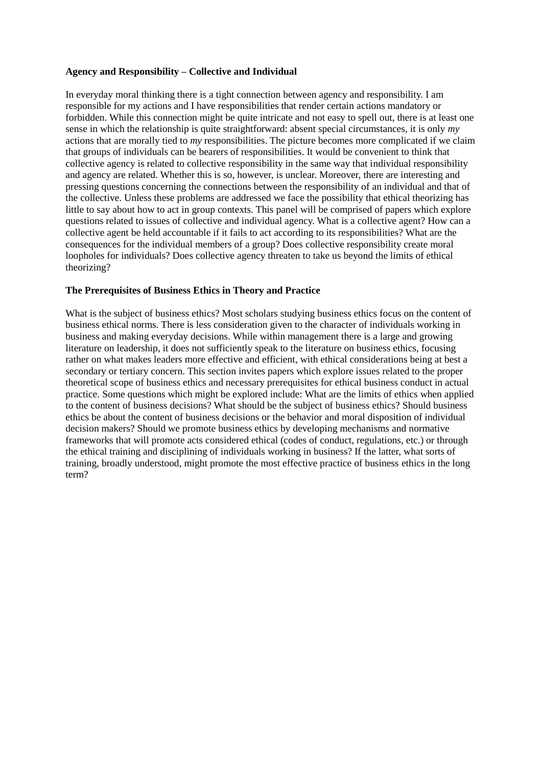**Agency and Responsibility – Collective and Individual**

In everyday moral thinking there is a tight connection between agency and responsibility. I am responsible for my actions and I have responsibilities that render certain actions mandatory or forbidden. While this connection might be quite intricate and not easy to spell out, there is at least one sense in which the relationship is quite straightforward: absent special circumstances, it is only *my* actions that are morally tied to *my* responsibilities. The picture becomes more complicated if we claim that groups of individuals can be bearers of responsibilities. It would be convenient to think that collective agency is related to collective responsibility in the same way that individual responsibility and agency are related. Whether this is so, however, is unclear. Moreover, there are interesting and pressing questions concerning the connections between the responsibility of an individual and that of the collective. Unless these problems are addressed we face the possibility that ethical theorizing has little to say about how to act in group contexts. This panel will be comprised of papers which explore questions related to issues of collective and individual agency. What is a collective agent? How can a collective agent be held accountable if it fails to act according to its responsibilities? What are the consequences for the individual members of a group? Does collective responsibility create moral loopholes for individuals? Does collective agency threaten to take us beyond the limits of ethical theorizing?

**The Prerequisites of Business Ethics in Theory and Practice**

What is the subject of business ethics? Most scholars studying business ethics focus on the content of business ethical norms. There is less consideration given to the character of individuals working in business and making everyday decisions. While within management there is a large and growing literature on leadership, it does not sufficiently speak to the literature on business ethics, focusing rather on what makes leaders more effective and efficient, with ethical considerations being at best a secondary or tertiary concern. This section invites papers which explore issues related to the proper theoretical scope of business ethics and necessary prerequisites for ethical business conduct in actual practice. Some questions which might be explored include: What are the limits of ethics when applied to the content of business decisions? What should be the subject of business ethics? Should business ethics be about the content of business decisions or the behavior and moral disposition of individual decision makers? Should we promote business ethics by developing mechanisms and normative frameworks that will promote acts considered ethical (codes of conduct, regulations, etc.) or through the ethical training and disciplining of individuals working in business? If the latter, what sorts of training, broadly understood, might promote the most effective practice of business ethics in the long term?